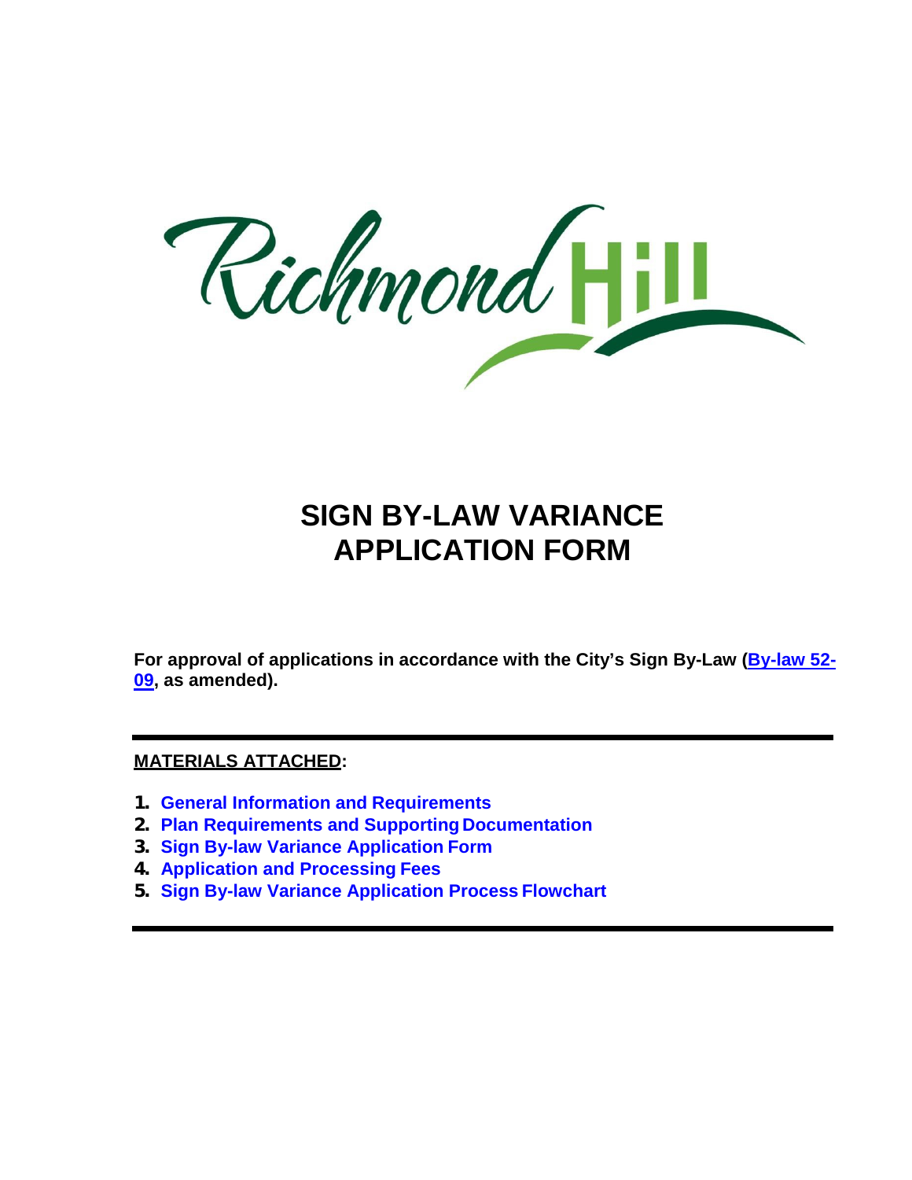# SIGN BY-LAW VARIANCE APPLICATION FORM

**For approval of applications in accordance with the City's Sign By-Law (By-law 52-09, as amended).**

---

**MATERIALS ATTACHED:**

1. **General Information and Requirements**
2. **Plan Requirements and Supporting Documentation**
3. **Sign By-law Variance Application Form**
4. **Application and Processing Fees**
5. **Sign By-law Variance Application Process Flowchart**

---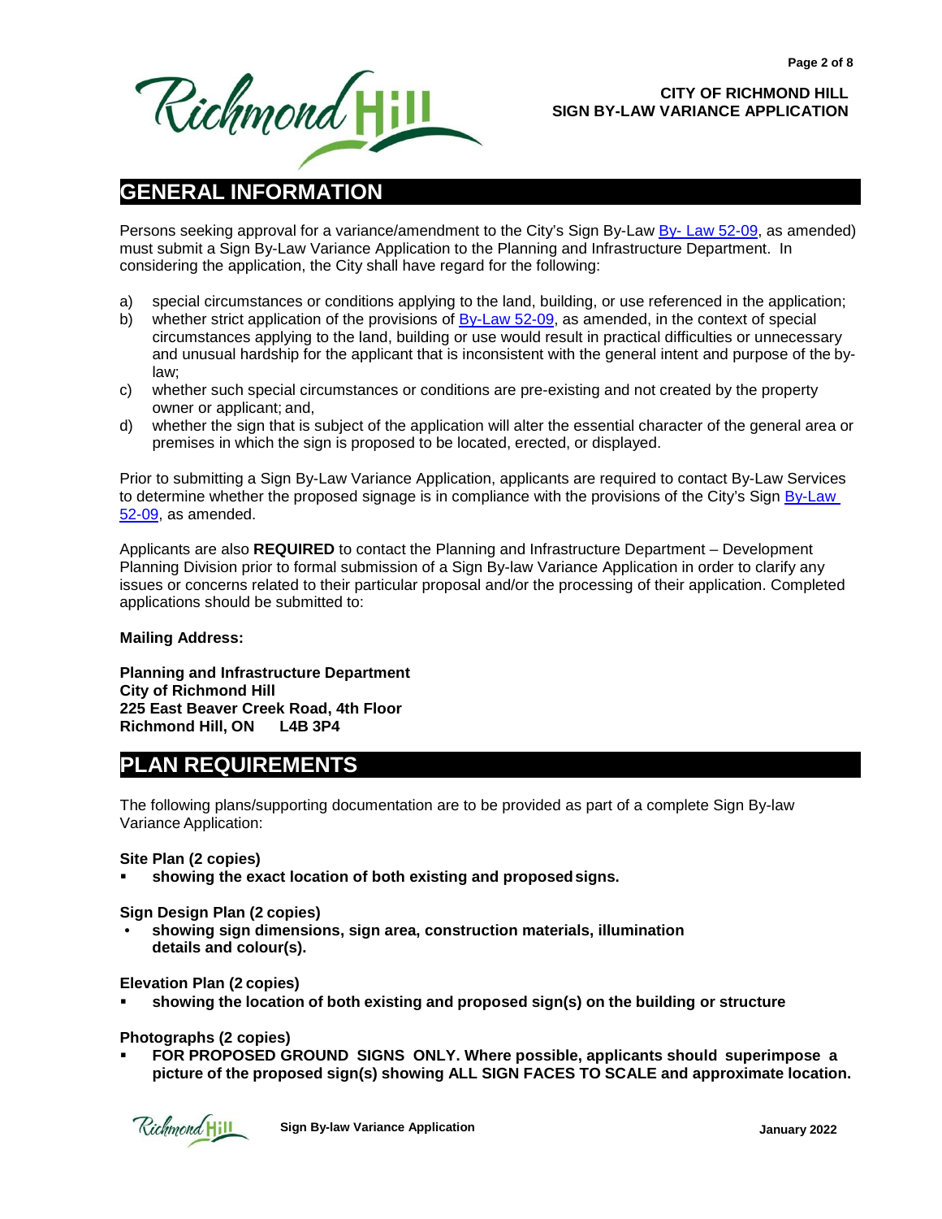## GENERAL INFORMATION

Persons seeking approval for a variance/amendment to the City's Sign By-Law By- Law 52-09, as amended) must submit a Sign By-Law Variance Application to the Planning and Infrastructure Department. In considering the application, the City shall have regard for the following:

a) special circumstances or conditions applying to the land, building, or use referenced in the application;
b) whether strict application of the provisions of By-Law 52-09, as amended, in the context of special circumstances applying to the land, building or use would result in practical difficulties or unnecessary and unusual hardship for the applicant that is inconsistent with the general intent and purpose of the by-law;
c) whether such special circumstances or conditions are pre-existing and not created by the property owner or applicant; and,
d) whether the sign that is subject of the application will alter the essential character of the general area or premises in which the sign is proposed to be located, erected, or displayed.

Prior to submitting a Sign By-Law Variance Application, applicants are required to contact By-Law Services to determine whether the proposed signage is in compliance with the provisions of the City's Sign By-Law 52-09, as amended.

Applicants are also **REQUIRED** to contact the Planning and Infrastructure Department – Development Planning Division prior to formal submission of a Sign By-law Variance Application in order to clarify any issues or concerns related to their particular proposal and/or the processing of their application. Completed applications should be submitted to:

**Mailing Address:**

**Planning and Infrastructure Department**
**City of Richmond Hill**
**225 East Beaver Creek Road, 4th Floor**
**Richmond Hill, ON L4B 3P4**

## PLAN REQUIREMENTS

The following plans/supporting documentation are to be provided as part of a complete Sign By-law Variance Application:

**Site Plan (2 copies)**

- **showing the exact location of both existing and proposed signs.**

**Sign Design Plan (2 copies)**

- **showing sign dimensions, sign area, construction materials, illumination details and colour(s).**

**Elevation Plan (2 copies)**

- **showing the location of both existing and proposed sign(s) on the building or structure**

**Photographs (2 copies)**

- **FOR PROPOSED GROUND SIGNS ONLY. Where possible, applicants should superimpose a picture of the proposed sign(s) showing ALL SIGN FACES TO SCALE and approximate location.**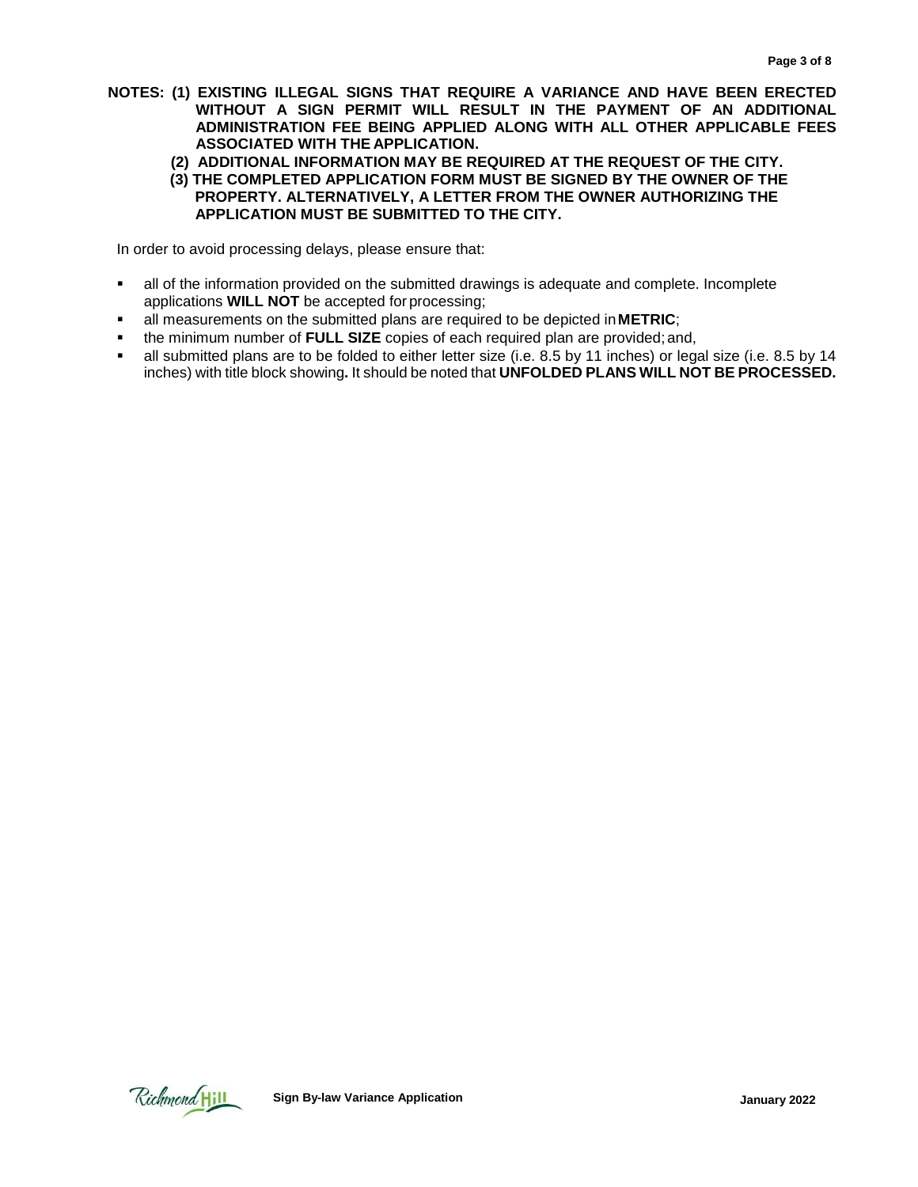**NOTES: (1) EXISTING ILLEGAL SIGNS THAT REQUIRE A VARIANCE AND HAVE BEEN ERECTED WITHOUT A SIGN PERMIT WILL RESULT IN THE PAYMENT OF AN ADDITIONAL ADMINISTRATION FEE BEING APPLIED ALONG WITH ALL OTHER APPLICABLE FEES ASSOCIATED WITH THE APPLICATION.**

**(2) ADDITIONAL INFORMATION MAY BE REQUIRED AT THE REQUEST OF THE CITY.**

**(3) THE COMPLETED APPLICATION FORM MUST BE SIGNED BY THE OWNER OF THE PROPERTY. ALTERNATIVELY, A LETTER FROM THE OWNER AUTHORIZING THE APPLICATION MUST BE SUBMITTED TO THE CITY.**

In order to avoid processing delays, please ensure that:

- all of the information provided on the submitted drawings is adequate and complete. Incomplete applications **WILL NOT** be accepted for processing;
- all measurements on the submitted plans are required to be depicted in **METRIC**;
- the minimum number of **FULL SIZE** copies of each required plan are provided; and,
- all submitted plans are to be folded to either letter size (i.e. 8.5 by 11 inches) or legal size (i.e. 8.5 by 14 inches) with title block showing**.** It should be noted that **UNFOLDED PLANS WILL NOT BE PROCESSED.**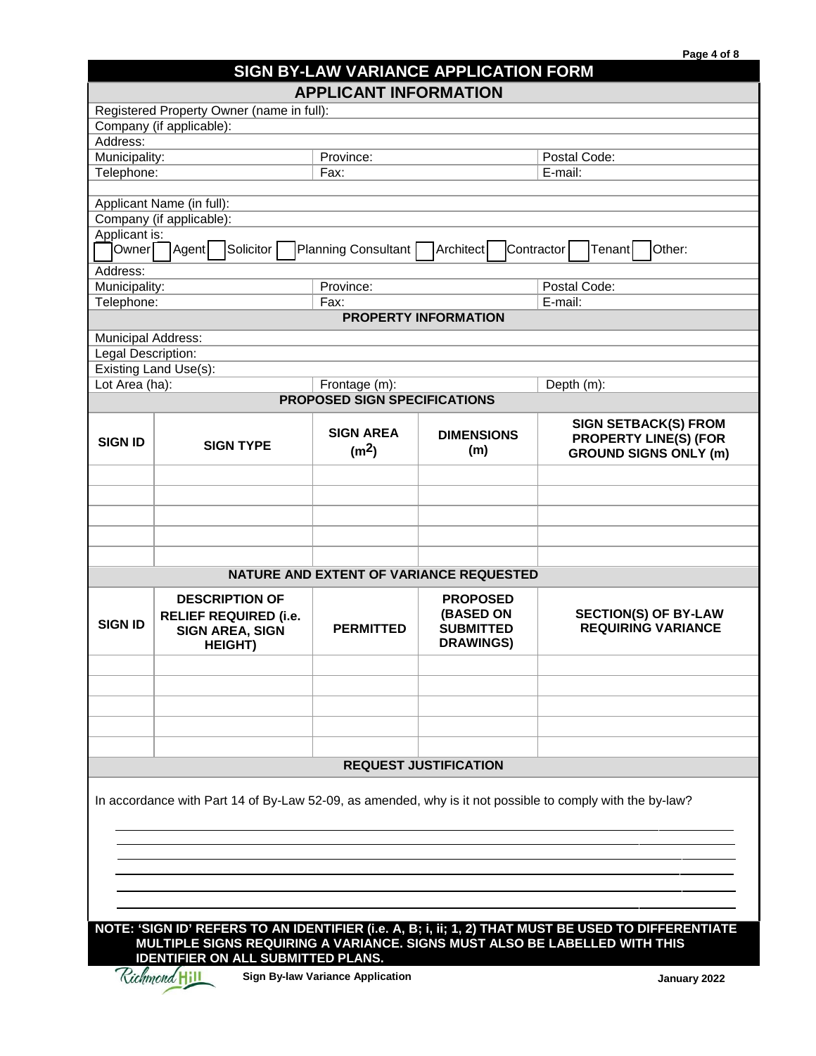# SIGN BY-LAW VARIANCE APPLICATION FORM

## APPLICANT INFORMATION

| | | |
|---|---|---|
| Registered Property Owner (name in full): | | |
| Company (if applicable): | | |
| Address: | | |
| Municipality: | Province: | Postal Code: |
| Telephone: | Fax: | E-mail: |

| | | |
|---|---|---|
| Applicant Name (in full): | | |
| Company (if applicable): | | |
| Applicant is: ☐ Owner ☐ Agent ☐ Solicitor ☐ Planning Consultant ☐ Architect ☐ Contractor ☐ Tenant ☐ Other: | | |
| Address: | | |
| Municipality: | Province: | Postal Code: |
| Telephone: | Fax: | E-mail: |

## PROPERTY INFORMATION

| | | |
|---|---|---|
| Municipal Address: | | |
| Legal Description: | | |
| Existing Land Use(s): | | |
| Lot Area (ha): | Frontage (m): | Depth (m): |

## PROPOSED SIGN SPECIFICATIONS

| SIGN ID | SIGN TYPE | SIGN AREA ($m^2$) | DIMENSIONS (m) | SIGN SETBACK(S) FROM PROPERTY LINE(S) (FOR GROUND SIGNS ONLY (m) |
|---|---|---|---|---|
| | | | | |
| | | | | |
| | | | | |
| | | | | |
| | | | | |

## NATURE AND EXTENT OF VARIANCE REQUESTED

| SIGN ID | DESCRIPTION OF RELIEF REQUIRED (i.e. SIGN AREA, SIGN HEIGHT) | PERMITTED | PROPOSED (BASED ON SUBMITTED DRAWINGS) | SECTION(S) OF BY-LAW REQUIRING VARIANCE |
|---|---|---|---|---|
| | | | | |
| | | | | |
| | | | | |
| | | | | |
| | | | | |

## REQUEST JUSTIFICATION

In accordance with Part 14 of By-Law 52-09, as amended, why is it not possible to comply with the by-law?

______________________________________________________________________________

______________________________________________________________________________

______________________________________________________________________________

______________________________________________________________________________

______________________________________________________________________________

______________________________________________________________________________

**NOTE: 'SIGN ID' REFERS TO AN IDENTIFIER (i.e. A, B; i, ii; 1, 2) THAT MUST BE USED TO DIFFERENTIATE MULTIPLE SIGNS REQUIRING A VARIANCE. SIGNS MUST ALSO BE LABELLED WITH THIS IDENTIFIER ON ALL SUBMITTED PLANS.**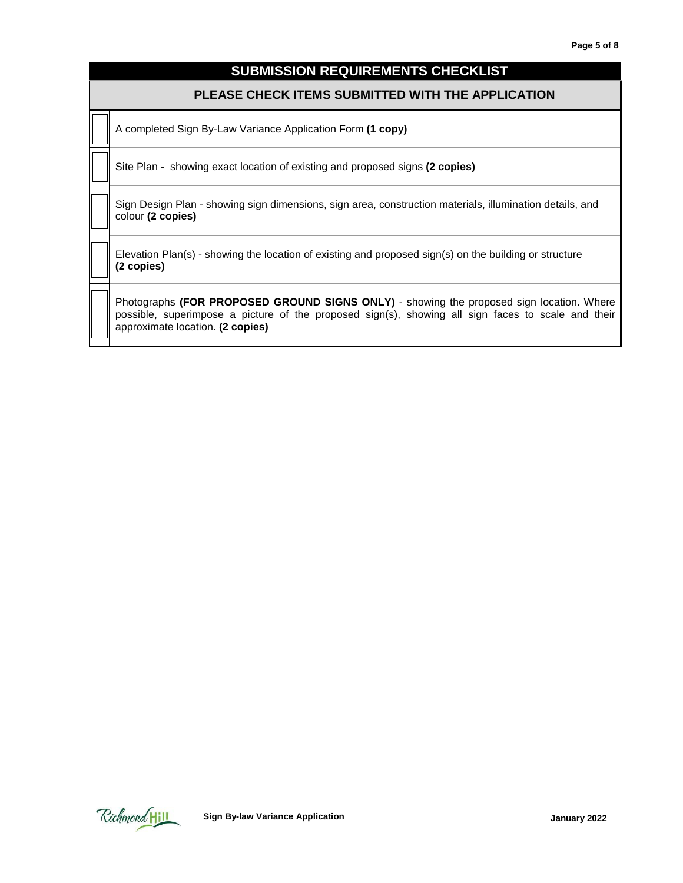## SUBMISSION REQUIREMENTS CHECKLIST

### PLEASE CHECK ITEMS SUBMITTED WITH THE APPLICATION

| | |
|---|---|
| ☐ | A completed Sign By-Law Variance Application Form **(1 copy)** |
| ☐ | Site Plan - showing exact location of existing and proposed signs **(2 copies)** |
| ☐ | Sign Design Plan - showing sign dimensions, sign area, construction materials, illumination details, and colour **(2 copies)** |
| ☐ | Elevation Plan(s) - showing the location of existing and proposed sign(s) on the building or structure **(2 copies)** |
| ☐ | Photographs **(FOR PROPOSED GROUND SIGNS ONLY)** - showing the proposed sign location. Where possible, superimpose a picture of the proposed sign(s), showing all sign faces to scale and their approximate location. **(2 copies)** |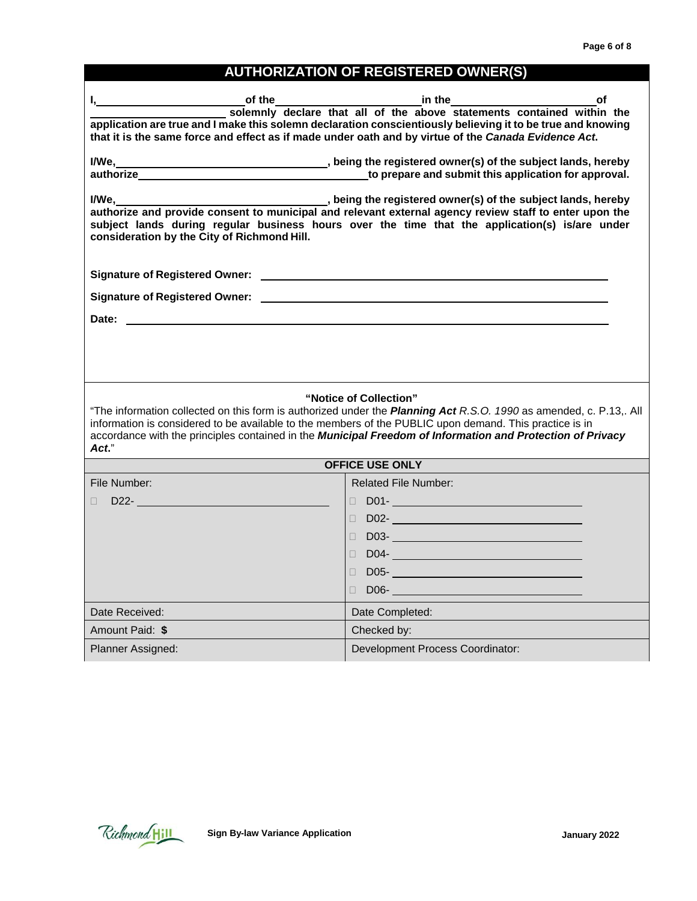## AUTHORIZATION OF REGISTERED OWNER(S)

**I, \_\_\_\_\_\_\_\_\_\_\_\_\_\_\_\_\_\_\_\_ of the \_\_\_\_\_\_\_\_\_\_\_\_\_\_\_\_\_\_\_\_ in the \_\_\_\_\_\_\_\_\_\_\_\_\_\_\_\_\_\_\_\_ of \_\_\_\_\_\_\_\_\_\_\_\_\_\_\_\_\_\_\_\_ solemnly declare that all of the above statements contained within the application are true and I make this solemn declaration conscientiously believing it to be true and knowing that it is the same force and effect as if made under oath and by virtue of the *Canada Evidence Act*.**

**I/We, \_\_\_\_\_\_\_\_\_\_\_\_\_\_\_\_\_\_\_\_\_\_\_\_\_\_\_\_\_\_, being the registered owner(s) of the subject lands, hereby authorize \_\_\_\_\_\_\_\_\_\_\_\_\_\_\_\_\_\_\_\_\_\_\_\_\_\_\_\_\_\_ to prepare and submit this application for approval.**

**I/We, \_\_\_\_\_\_\_\_\_\_\_\_\_\_\_\_\_\_\_\_\_\_\_\_\_\_\_\_\_\_, being the registered owner(s) of the subject lands, hereby authorize and provide consent to municipal and relevant external agency review staff to enter upon the subject lands during regular business hours over the time that the application(s) is/are under consideration by the City of Richmond Hill.**

**Signature of Registered Owner:** \_\_\_\_\_\_\_\_\_\_\_\_\_\_\_\_\_\_\_\_\_\_\_\_\_\_\_\_\_\_

**Signature of Registered Owner:** \_\_\_\_\_\_\_\_\_\_\_\_\_\_\_\_\_\_\_\_\_\_\_\_\_\_\_\_\_\_

**Date:** \_\_\_\_\_\_\_\_\_\_\_\_\_\_\_\_\_\_\_\_\_\_\_\_\_\_\_\_\_\_

**"Notice of Collection"**

"The information collected on this form is authorized under the ***Planning Act*** *R.S.O. 1990* as amended, c. P.13,. All information is considered to be available to the members of the PUBLIC upon demand. This practice is in accordance with the principles contained in the ***Municipal Freedom of Information and Protection of Privacy Act*.**"

| OFFICE USE ONLY | |
|---|---|
| File Number:<br>☐ D22- \_\_\_\_\_\_\_\_\_\_ | Related File Number:<br>☐ D01- \_\_\_\_\_\_\_\_\_\_<br>☐ D02- \_\_\_\_\_\_\_\_\_\_<br>☐ D03- \_\_\_\_\_\_\_\_\_\_<br>☐ D04- \_\_\_\_\_\_\_\_\_\_<br>☐ D05- \_\_\_\_\_\_\_\_\_\_<br>☐ D06- \_\_\_\_\_\_\_\_\_\_ |
| Date Received: | Date Completed: |
| Amount Paid: **$** | Checked by: |
| Planner Assigned: | Development Process Coordinator: |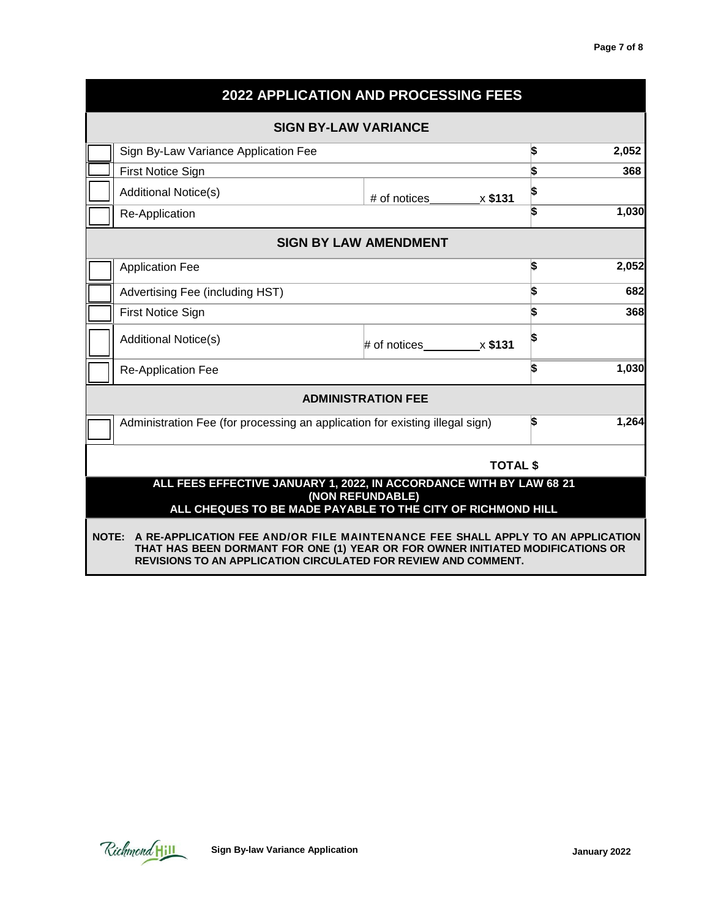## 2022 APPLICATION AND PROCESSING FEES

| | Item | | Fee |
|---|---|---|---|
| **SIGN BY-LAW VARIANCE** | | | |
| ☐ | Sign By-Law Variance Application Fee | | $ 2,052 |
| ☐ | First Notice Sign | | $ 368 |
| ☐ | Additional Notice(s) | # of notices________ x **$131** | $ |
| ☐ | Re-Application | | $ 1,030 |
| **SIGN BY LAW AMENDMENT** | | | |
| ☐ | Application Fee | | $ 2,052 |
| ☐ | Advertising Fee (including HST) | | $ 682 |
| ☐ | First Notice Sign | | $ 368 |
| ☐ | Additional Notice(s) | # of notices_________ x **$131** | $ |
| ☐ | Re-Application Fee | | $ 1,030 |
| **ADMINISTRATION FEE** | | | |
| ☐ | Administration Fee (for processing an application for existing illegal sign) | | $ 1,264 |
| | | **TOTAL $** | |

**ALL FEES EFFECTIVE JANUARY 1, 2022, IN ACCORDANCE WITH BY LAW 68 21 (NON REFUNDABLE)**
**ALL CHEQUES TO BE MADE PAYABLE TO THE CITY OF RICHMOND HILL**

**NOTE: A RE-APPLICATION FEE AND/OR FILE MAINTENANCE FEE SHALL APPLY TO AN APPLICATION THAT HAS BEEN DORMANT FOR ONE (1) YEAR OR FOR OWNER INITIATED MODIFICATIONS OR REVISIONS TO AN APPLICATION CIRCULATED FOR REVIEW AND COMMENT.**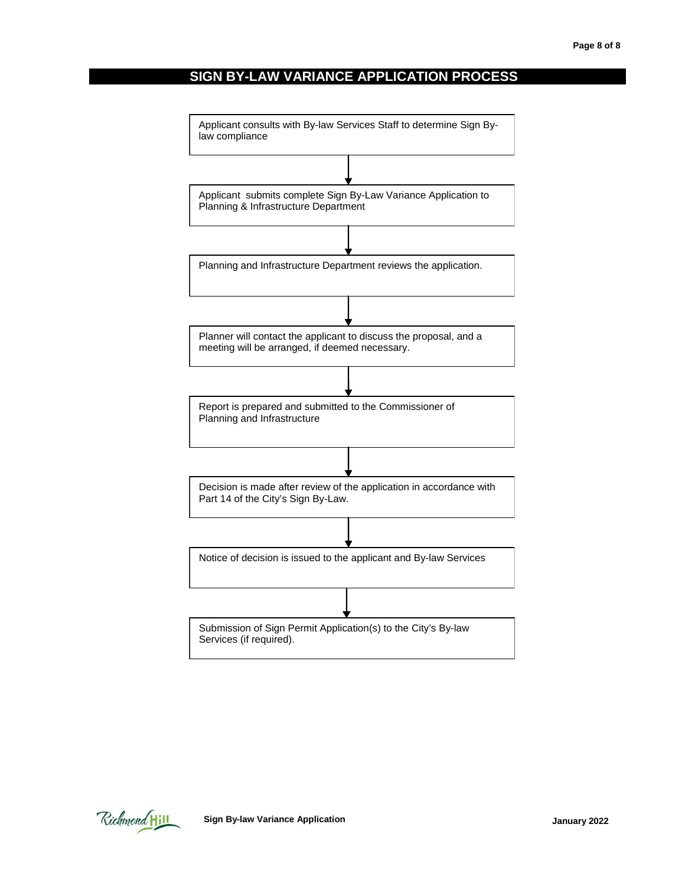# SIGN BY-LAW VARIANCE APPLICATION PROCESS

Applicant consults with By-law Services Staff to determine Sign By-law compliance

↓

Applicant submits complete Sign By-Law Variance Application to Planning & Infrastructure Department

↓

Planning and Infrastructure Department reviews the application.

↓

Planner will contact the applicant to discuss the proposal, and a meeting will be arranged, if deemed necessary.

↓

Report is prepared and submitted to the Commissioner of Planning and Infrastructure

↓

Decision is made after review of the application in accordance with Part 14 of the City's Sign By-Law.

↓

Notice of decision is issued to the applicant and By-law Services

↓

Submission of Sign Permit Application(s) to the City's By-law Services (if required).